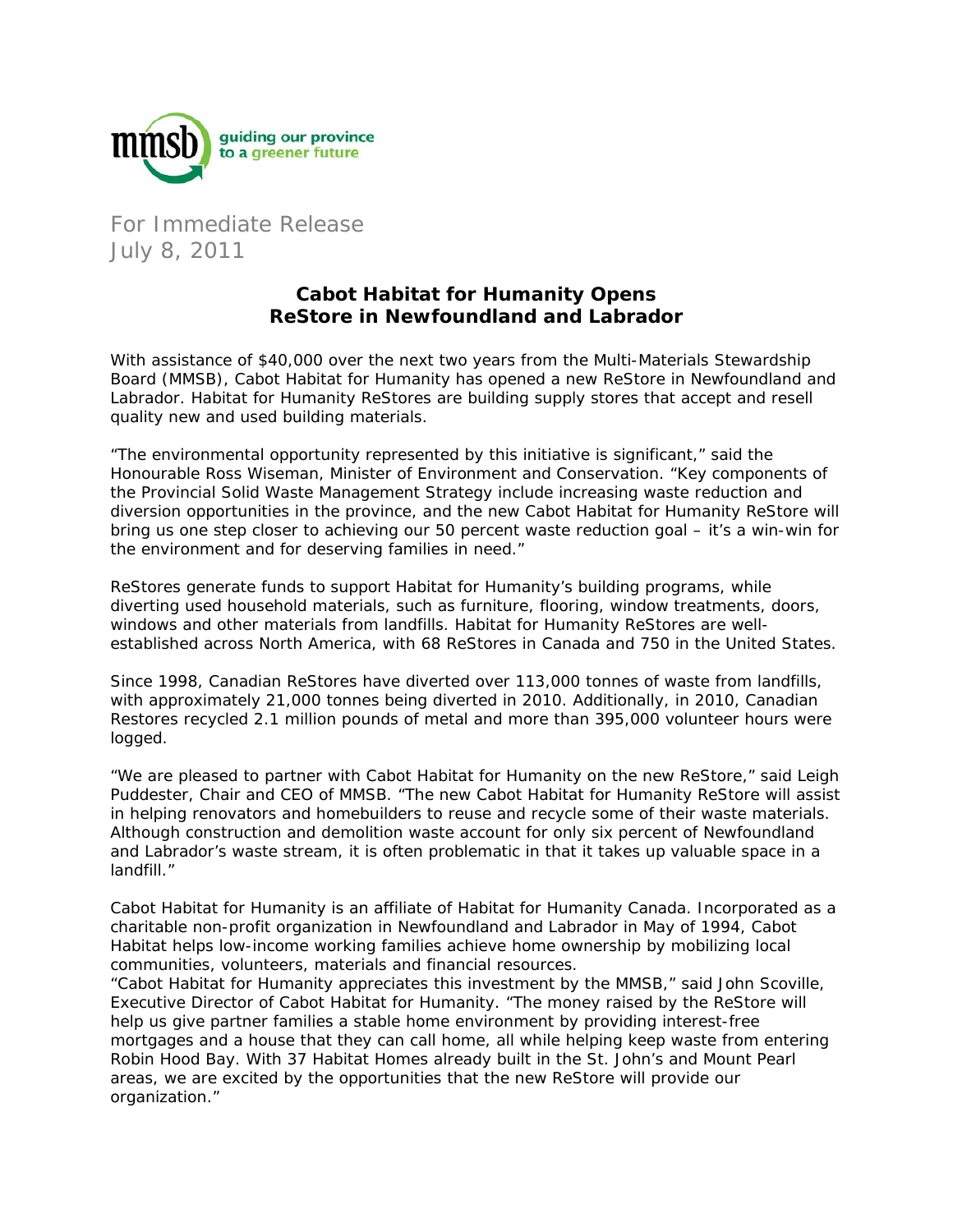mmsb guiding our province to a greener future

For Immediate Release
July 8, 2011

# Cabot Habitat for Humanity Opens ReStore in Newfoundland and Labrador

With assistance of $40,000 over the next two years from the Multi-Materials Stewardship Board (MMSB), Cabot Habitat for Humanity has opened a new ReStore in Newfoundland and Labrador. Habitat for Humanity ReStores are building supply stores that accept and resell quality new and used building materials.

"The environmental opportunity represented by this initiative is significant," said the Honourable Ross Wiseman, Minister of Environment and Conservation. "Key components of the Provincial Solid Waste Management Strategy include increasing waste reduction and diversion opportunities in the province, and the new Cabot Habitat for Humanity ReStore will bring us one step closer to achieving our 50 percent waste reduction goal – it's a win-win for the environment and for deserving families in need."

ReStores generate funds to support Habitat for Humanity's building programs, while diverting used household materials, such as furniture, flooring, window treatments, doors, windows and other materials from landfills. Habitat for Humanity ReStores are well-established across North America, with 68 ReStores in Canada and 750 in the United States.

Since 1998, Canadian ReStores have diverted over 113,000 tonnes of waste from landfills, with approximately 21,000 tonnes being diverted in 2010. Additionally, in 2010, Canadian Restores recycled 2.1 million pounds of metal and more than 395,000 volunteer hours were logged.

"We are pleased to partner with Cabot Habitat for Humanity on the new ReStore," said Leigh Puddester, Chair and CEO of MMSB. "The new Cabot Habitat for Humanity ReStore will assist in helping renovators and homebuilders to reuse and recycle some of their waste materials. Although construction and demolition waste account for only six percent of Newfoundland and Labrador's waste stream, it is often problematic in that it takes up valuable space in a landfill."

Cabot Habitat for Humanity is an affiliate of Habitat for Humanity Canada. Incorporated as a charitable non-profit organization in Newfoundland and Labrador in May of 1994, Cabot Habitat helps low-income working families achieve home ownership by mobilizing local communities, volunteers, materials and financial resources.

"Cabot Habitat for Humanity appreciates this investment by the MMSB," said John Scoville, Executive Director of Cabot Habitat for Humanity. "The money raised by the ReStore will help us give partner families a stable home environment by providing interest-free mortgages and a house that they can call home, all while helping keep waste from entering Robin Hood Bay. With 37 Habitat Homes already built in the St. John's and Mount Pearl areas, we are excited by the opportunities that the new ReStore will provide our organization."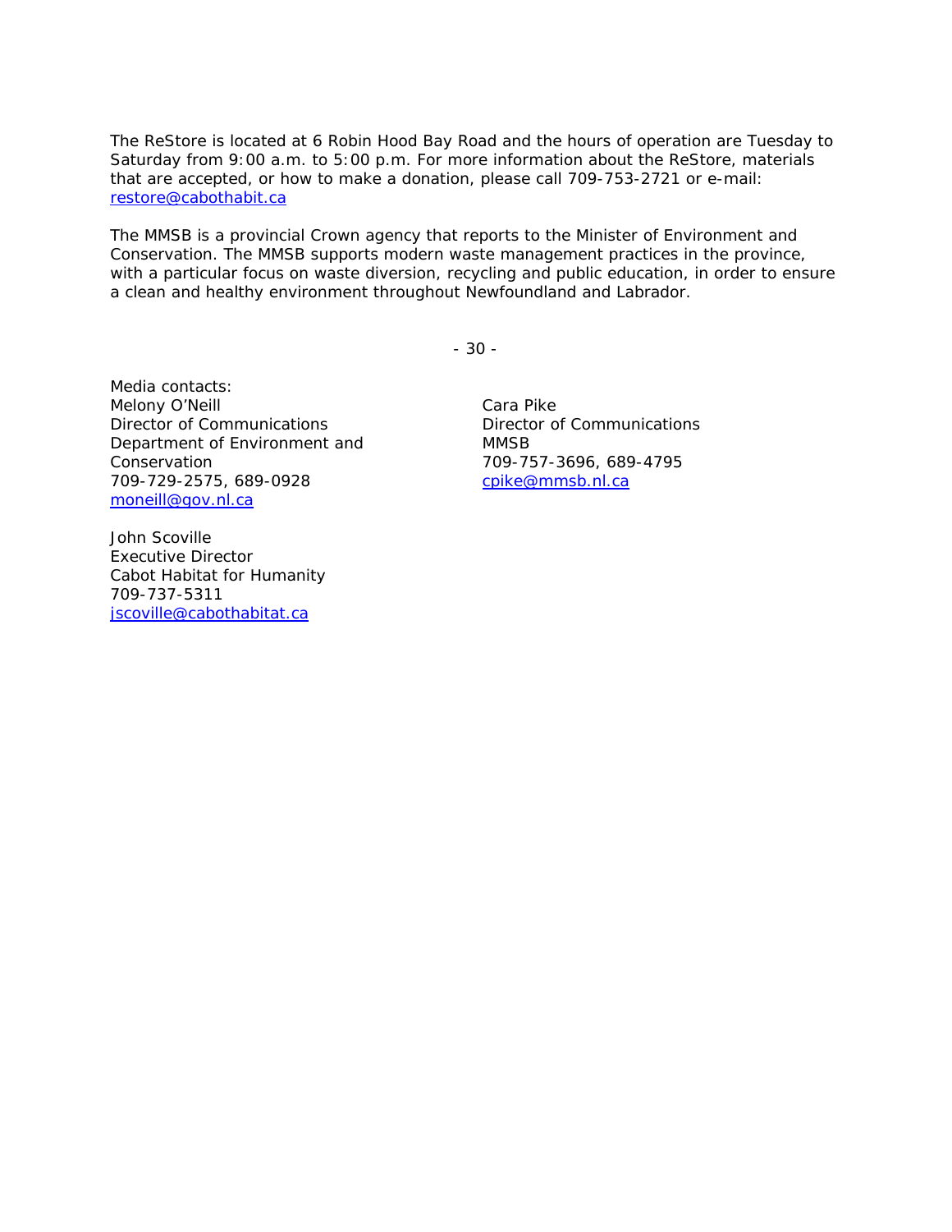The ReStore is located at 6 Robin Hood Bay Road and the hours of operation are Tuesday to Saturday from 9:00 a.m. to 5:00 p.m. For more information about the ReStore, materials that are accepted, or how to make a donation, please call 709-753-2721 or e-mail: restore@cabothabit.ca

The MMSB is a provincial Crown agency that reports to the Minister of Environment and Conservation. The MMSB supports modern waste management practices in the province, with a particular focus on waste diversion, recycling and public education, in order to ensure a clean and healthy environment throughout Newfoundland and Labrador.

- 30 -

Media contacts:

Melony O'Neill
Director of Communications
Department of Environment and Conservation
709-729-2575, 689-0928
moneill@gov.nl.ca

Cara Pike
Director of Communications
MMSB
709-757-3696, 689-4795
cpike@mmsb.nl.ca

John Scoville
Executive Director
Cabot Habitat for Humanity
709-737-5311
jscoville@cabothabitat.ca